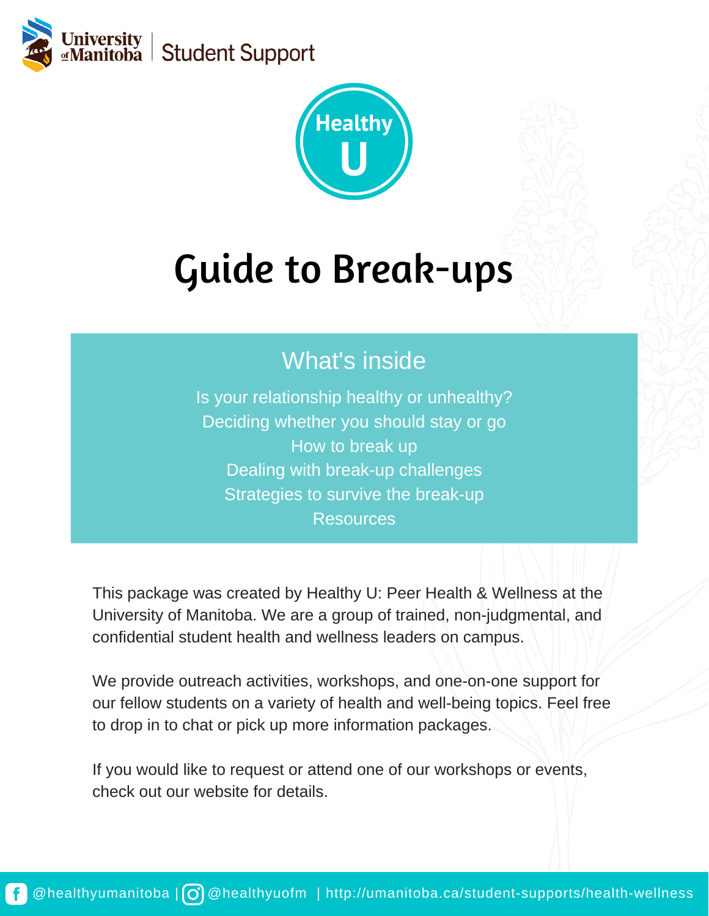University of Manitoba | Student Support

Healthy U

# Guide to Break-ups

## What's inside

Is your relationship healthy or unhealthy?
Deciding whether you should stay or go
How to break up
Dealing with break-up challenges
Strategies to survive the break-up
Resources

This package was created by Healthy U: Peer Health & Wellness at the University of Manitoba. We are a group of trained, non-judgmental, and confidential student health and wellness leaders on campus.

We provide outreach activities, workshops, and one-on-one support for our fellow students on a variety of health and well-being topics. Feel free to drop in to chat or pick up more information packages.

If you would like to request or attend one of our workshops or events, check out our website for details.

@healthyumanitoba | @healthyuofm | http://umanitoba.ca/student-supports/health-wellness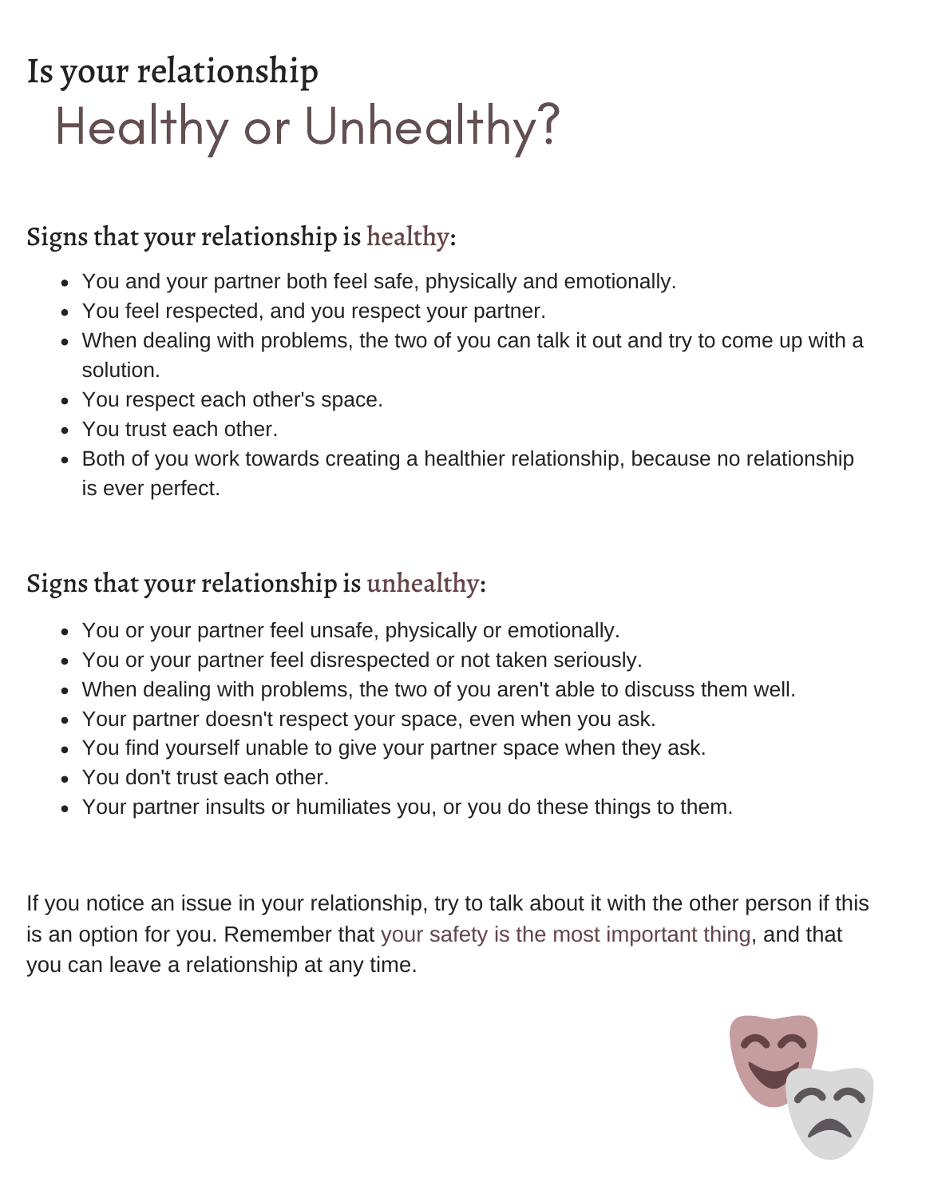# Is your relationship Healthy or Unhealthy?

## Signs that your relationship is healthy:

- You and your partner both feel safe, physically and emotionally.
- You feel respected, and you respect your partner.
- When dealing with problems, the two of you can talk it out and try to come up with a solution.
- You respect each other's space.
- You trust each other.
- Both of you work towards creating a healthier relationship, because no relationship is ever perfect.

## Signs that your relationship is unhealthy:

- You or your partner feel unsafe, physically or emotionally.
- You or your partner feel disrespected or not taken seriously.
- When dealing with problems, the two of you aren't able to discuss them well.
- Your partner doesn't respect your space, even when you ask.
- You find yourself unable to give your partner space when they ask.
- You don't trust each other.
- Your partner insults or humiliates you, or you do these things to them.

If you notice an issue in your relationship, try to talk about it with the other person if this is an option for you. Remember that your safety is the most important thing, and that you can leave a relationship at any time.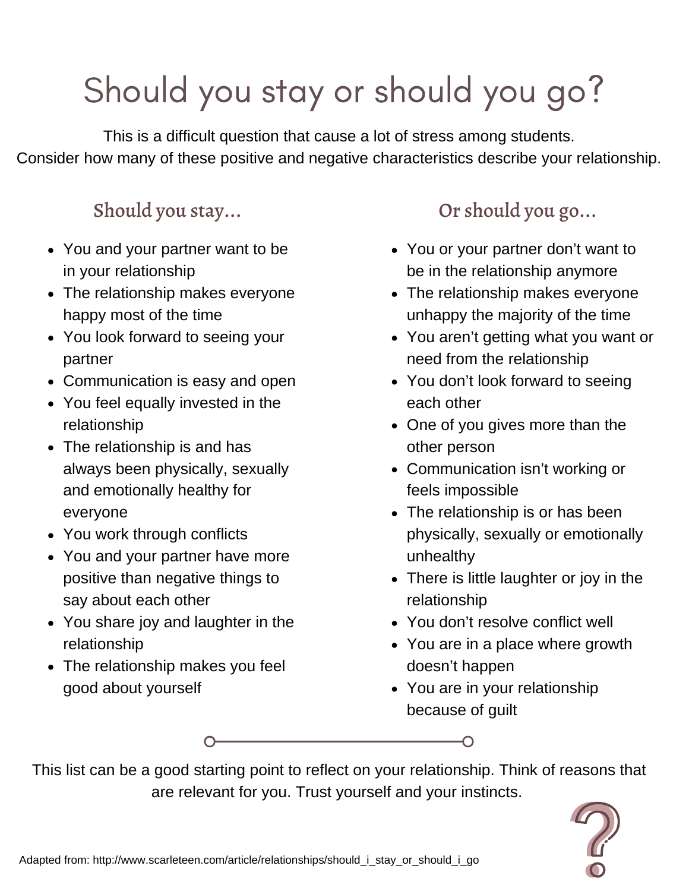# Should you stay or should you go?

This is a difficult question that cause a lot of stress among students.
Consider how many of these positive and negative characteristics describe your relationship.

## Should you stay...

- You and your partner want to be in your relationship
- The relationship makes everyone happy most of the time
- You look forward to seeing your partner
- Communication is easy and open
- You feel equally invested in the relationship
- The relationship is and has always been physically, sexually and emotionally healthy for everyone
- You work through conflicts
- You and your partner have more positive than negative things to say about each other
- You share joy and laughter in the relationship
- The relationship makes you feel good about yourself

## Or should you go...

- You or your partner don't want to be in the relationship anymore
- The relationship makes everyone unhappy the majority of the time
- You aren't getting what you want or need from the relationship
- You don't look forward to seeing each other
- One of you gives more than the other person
- Communication isn't working or feels impossible
- The relationship is or has been physically, sexually or emotionally unhealthy
- There is little laughter or joy in the relationship
- You don't resolve conflict well
- You are in a place where growth doesn't happen
- You are in your relationship because of guilt

This list can be a good starting point to reflect on your relationship. Think of reasons that are relevant for you. Trust yourself and your instincts.

Adapted from: http://www.scarleteen.com/article/relationships/should_i_stay_or_should_i_go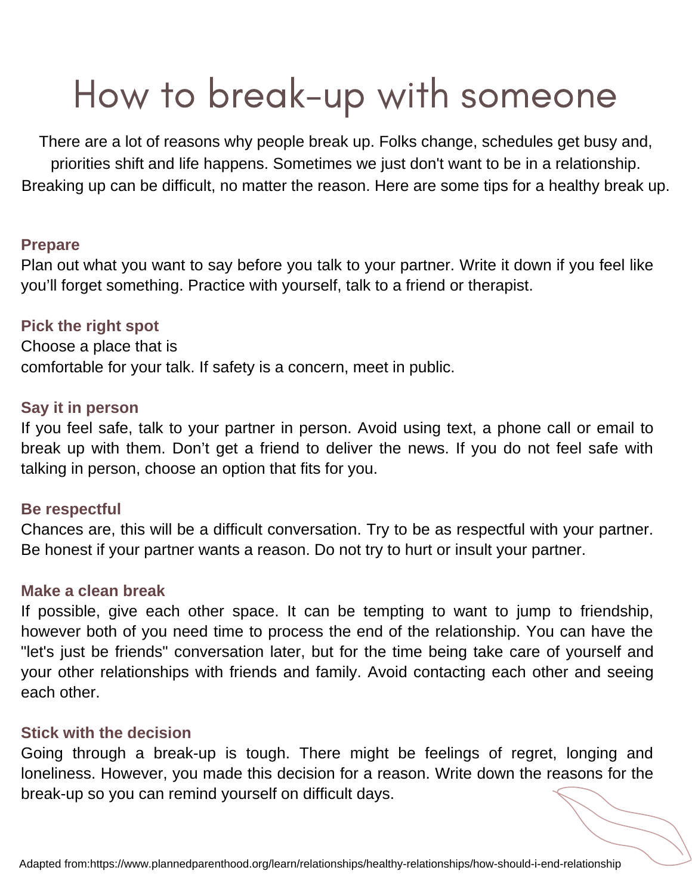# How to break-up with someone

There are a lot of reasons why people break up. Folks change, schedules get busy and, priorities shift and life happens. Sometimes we just don't want to be in a relationship. Breaking up can be difficult, no matter the reason. Here are some tips for a healthy break up.

**Prepare**

Plan out what you want to say before you talk to your partner. Write it down if you feel like you'll forget something. Practice with yourself, talk to a friend or therapist.

**Pick the right spot**

Choose a place that is comfortable for your talk. If safety is a concern, meet in public.

**Say it in person**

If you feel safe, talk to your partner in person. Avoid using text, a phone call or email to break up with them. Don't get a friend to deliver the news. If you do not feel safe with talking in person, choose an option that fits for you.

**Be respectful**

Chances are, this will be a difficult conversation. Try to be as respectful with your partner. Be honest if your partner wants a reason. Do not try to hurt or insult your partner.

**Make a clean break**

If possible, give each other space. It can be tempting to want to jump to friendship, however both of you need time to process the end of the relationship. You can have the "let's just be friends" conversation later, but for the time being take care of yourself and your other relationships with friends and family. Avoid contacting each other and seeing each other.

**Stick with the decision**

Going through a break-up is tough. There might be feelings of regret, longing and loneliness. However, you made this decision for a reason. Write down the reasons for the break-up so you can remind yourself on difficult days.

Adapted from:https://www.plannedparenthood.org/learn/relationships/healthy-relationships/how-should-i-end-relationship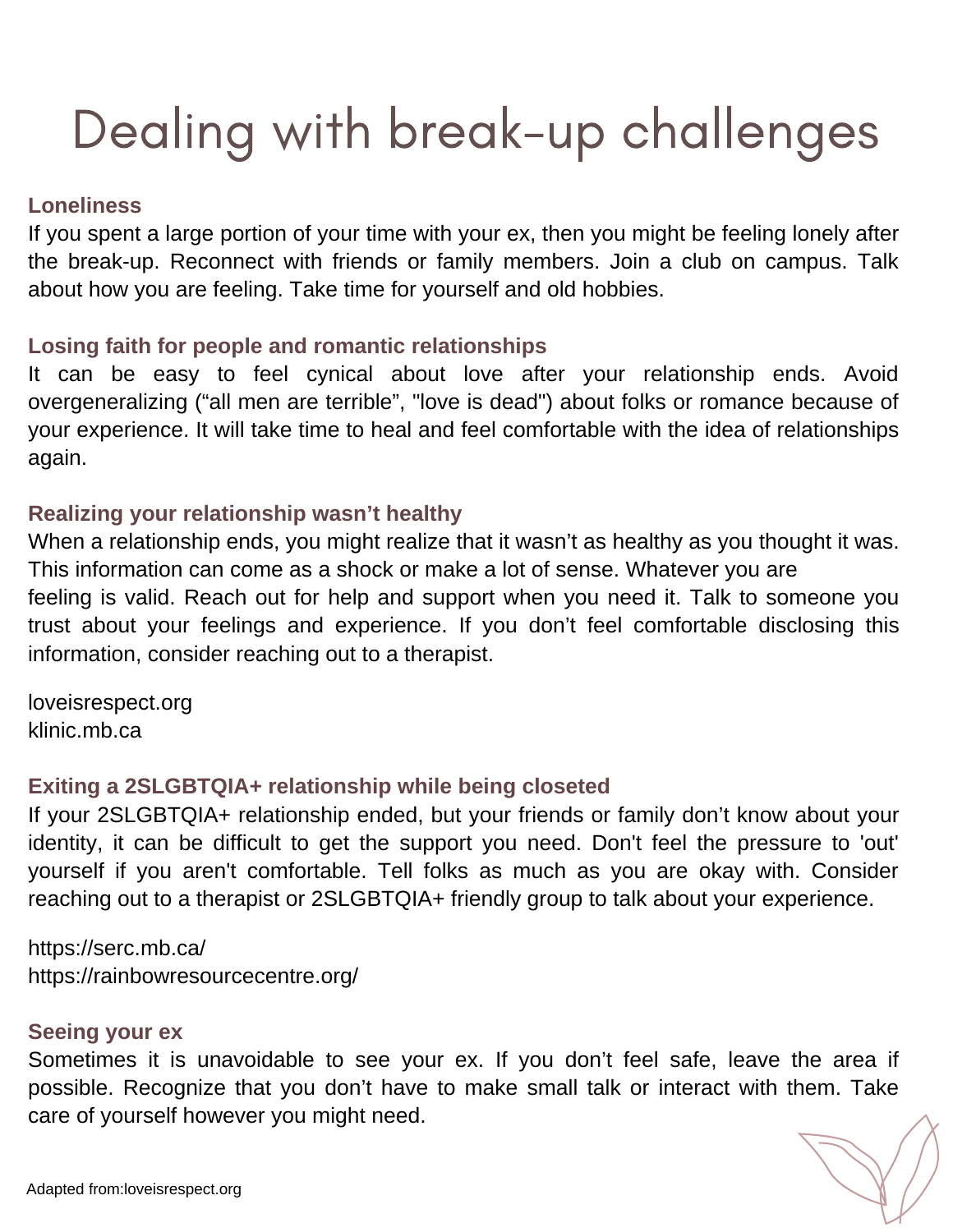# Dealing with break-up challenges

## Loneliness

If you spent a large portion of your time with your ex, then you might be feeling lonely after the break-up. Reconnect with friends or family members. Join a club on campus. Talk about how you are feeling. Take time for yourself and old hobbies.

## Losing faith for people and romantic relationships

It can be easy to feel cynical about love after your relationship ends. Avoid overgeneralizing ("all men are terrible", "love is dead") about folks or romance because of your experience. It will take time to heal and feel comfortable with the idea of relationships again.

## Realizing your relationship wasn't healthy

When a relationship ends, you might realize that it wasn't as healthy as you thought it was. This information can come as a shock or make a lot of sense. Whatever you are feeling is valid. Reach out for help and support when you need it. Talk to someone you trust about your feelings and experience. If you don't feel comfortable disclosing this information, consider reaching out to a therapist.

loveisrespect.org
klinic.mb.ca

## Exiting a 2SLGBTQIA+ relationship while being closeted

If your 2SLGBTQIA+ relationship ended, but your friends or family don't know about your identity, it can be difficult to get the support you need. Don't feel the pressure to 'out' yourself if you aren't comfortable. Tell folks as much as you are okay with. Consider reaching out to a therapist or 2SLGBTQIA+ friendly group to talk about your experience.

https://serc.mb.ca/
https://rainbowresourcecentre.org/

## Seeing your ex

Sometimes it is unavoidable to see your ex. If you don't feel safe, leave the area if possible. Recognize that you don't have to make small talk or interact with them. Take care of yourself however you might need.

Adapted from:loveisrespect.org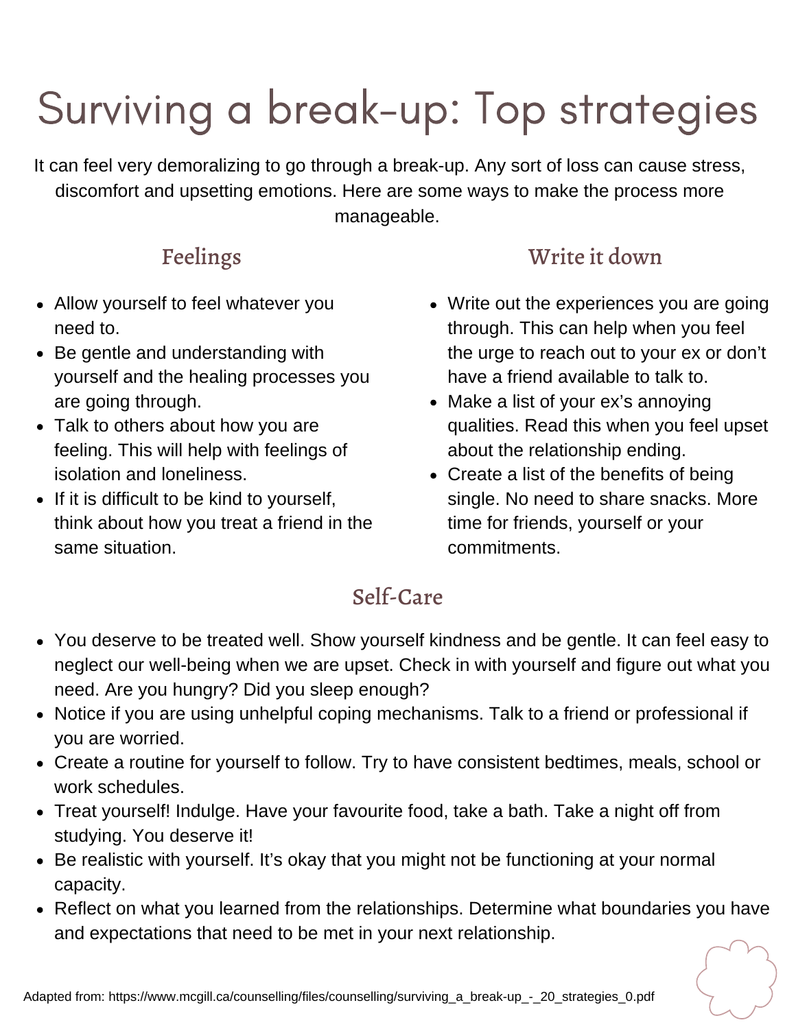# Surviving a break-up: Top strategies

It can feel very demoralizing to go through a break-up. Any sort of loss can cause stress, discomfort and upsetting emotions. Here are some ways to make the process more manageable.

## Feelings

- Allow yourself to feel whatever you need to.
- Be gentle and understanding with yourself and the healing processes you are going through.
- Talk to others about how you are feeling. This will help with feelings of isolation and loneliness.
- If it is difficult to be kind to yourself, think about how you treat a friend in the same situation.

## Write it down

- Write out the experiences you are going through. This can help when you feel the urge to reach out to your ex or don't have a friend available to talk to.
- Make a list of your ex's annoying qualities. Read this when you feel upset about the relationship ending.
- Create a list of the benefits of being single. No need to share snacks. More time for friends, yourself or your commitments.

## Self-Care

- You deserve to be treated well. Show yourself kindness and be gentle. It can feel easy to neglect our well-being when we are upset. Check in with yourself and figure out what you need. Are you hungry? Did you sleep enough?
- Notice if you are using unhelpful coping mechanisms. Talk to a friend or professional if you are worried.
- Create a routine for yourself to follow. Try to have consistent bedtimes, meals, school or work schedules.
- Treat yourself! Indulge. Have your favourite food, take a bath. Take a night off from studying. You deserve it!
- Be realistic with yourself. It's okay that you might not be functioning at your normal capacity.
- Reflect on what you learned from the relationships. Determine what boundaries you have and expectations that need to be met in your next relationship.

Adapted from: https://www.mcgill.ca/counselling/files/counselling/surviving_a_break-up_-_20_strategies_0.pdf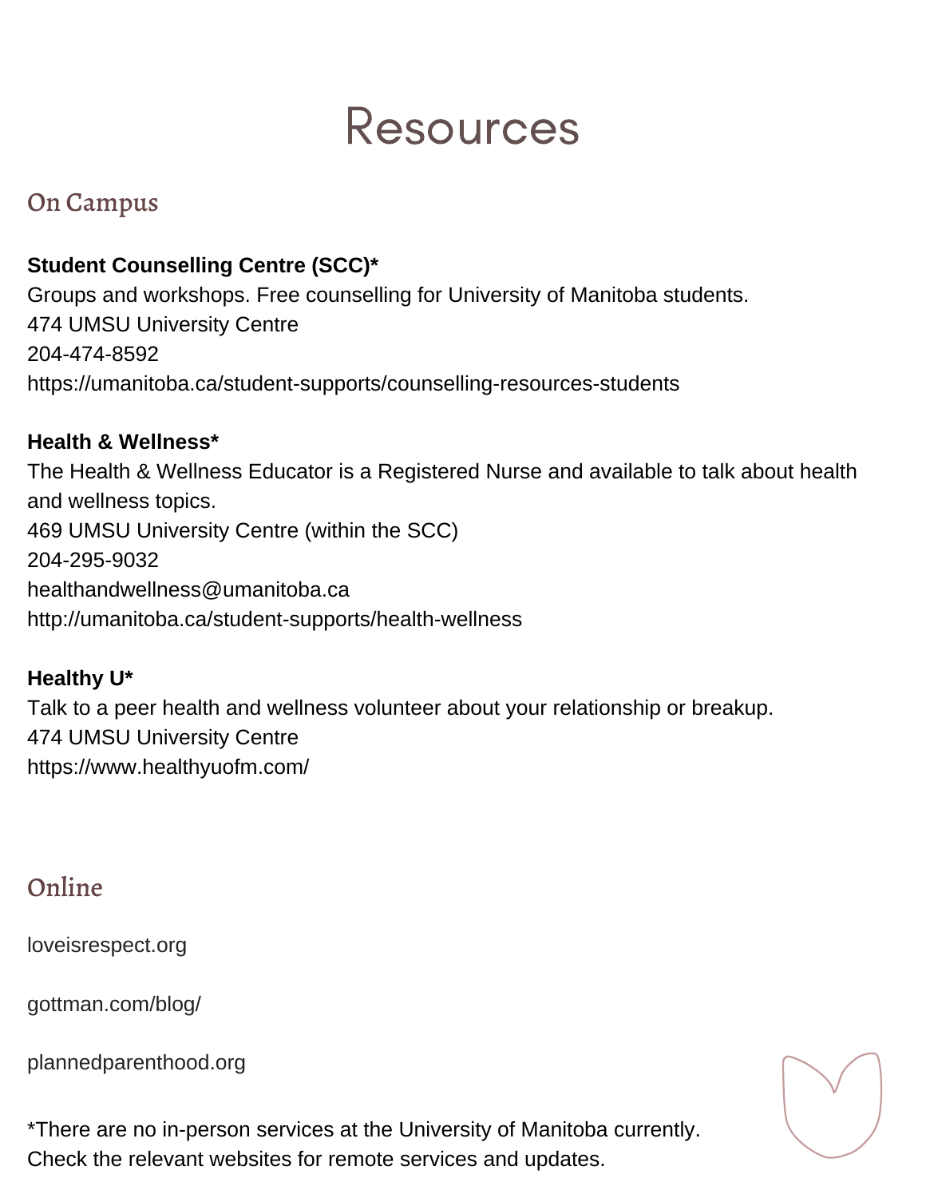# Resources

## On Campus

**Student Counselling Centre (SCC)***
Groups and workshops. Free counselling for University of Manitoba students.
474 UMSU University Centre
204-474-8592
https://umanitoba.ca/student-supports/counselling-resources-students

**Health & Wellness***
The Health & Wellness Educator is a Registered Nurse and available to talk about health and wellness topics.
469 UMSU University Centre (within the SCC)
204-295-9032
healthandwellness@umanitoba.ca
http://umanitoba.ca/student-supports/health-wellness

**Healthy U***
Talk to a peer health and wellness volunteer about your relationship or breakup.
474 UMSU University Centre
https://www.healthyuofm.com/

## Online

loveisrespect.org

gottman.com/blog/

plannedparenthood.org

*There are no in-person services at the University of Manitoba currently.
Check the relevant websites for remote services and updates.